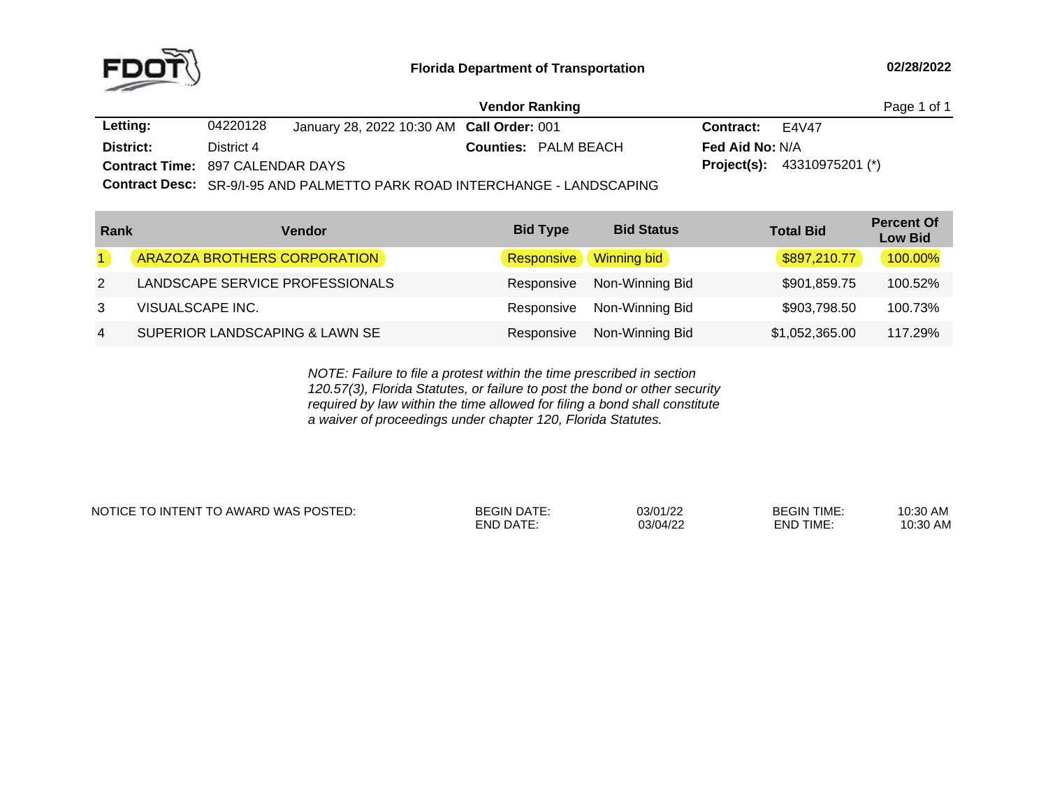**Florida Department of Transportation**

02/28/2022

## Vendor Ranking

| | | | |
|---|---|---|---|
| **Letting:** | 04220128 January 28, 2022 10:30 AM | **Call Order:** 001 | **Contract:** E4V47 |
| **District:** | District 4 | **Counties:** PALM BEACH | **Fed Aid No:** N/A |
| **Contract Time:** | 897 CALENDAR DAYS | | **Project(s):** 43310975201 (*) |
| **Contract Desc:** | SR-9/I-95 AND PALMETTO PARK ROAD INTERCHANGE - LANDSCAPING | | |

| Rank | Vendor | Bid Type | Bid Status | Total Bid | Percent Of Low Bid |
|---|---|---|---|---|---|
| 1 | ARAZOZA BROTHERS CORPORATION | Responsive | Winning bid | $897,210.77 | 100.00% |
| 2 | LANDSCAPE SERVICE PROFESSIONALS | Responsive | Non-Winning Bid | $901,859.75 | 100.52% |
| 3 | VISUALSCAPE INC. | Responsive | Non-Winning Bid | $903,798.50 | 100.73% |
| 4 | SUPERIOR LANDSCAPING & LAWN SE | Responsive | Non-Winning Bid | $1,052,365.00 | 117.29% |

*NOTE: Failure to file a protest within the time prescribed in section 120.57(3), Florida Statutes, or failure to post the bond or other security required by law within the time allowed for filing a bond shall constitute a waiver of proceedings under chapter 120, Florida Statutes.*

| NOTICE TO INTENT TO AWARD WAS POSTED: | | | | |
|---|---|---|---|---|
| | BEGIN DATE: | 03/01/22 | BEGIN TIME: | 10:30 AM |
| | END DATE: | 03/04/22 | END TIME: | 10:30 AM |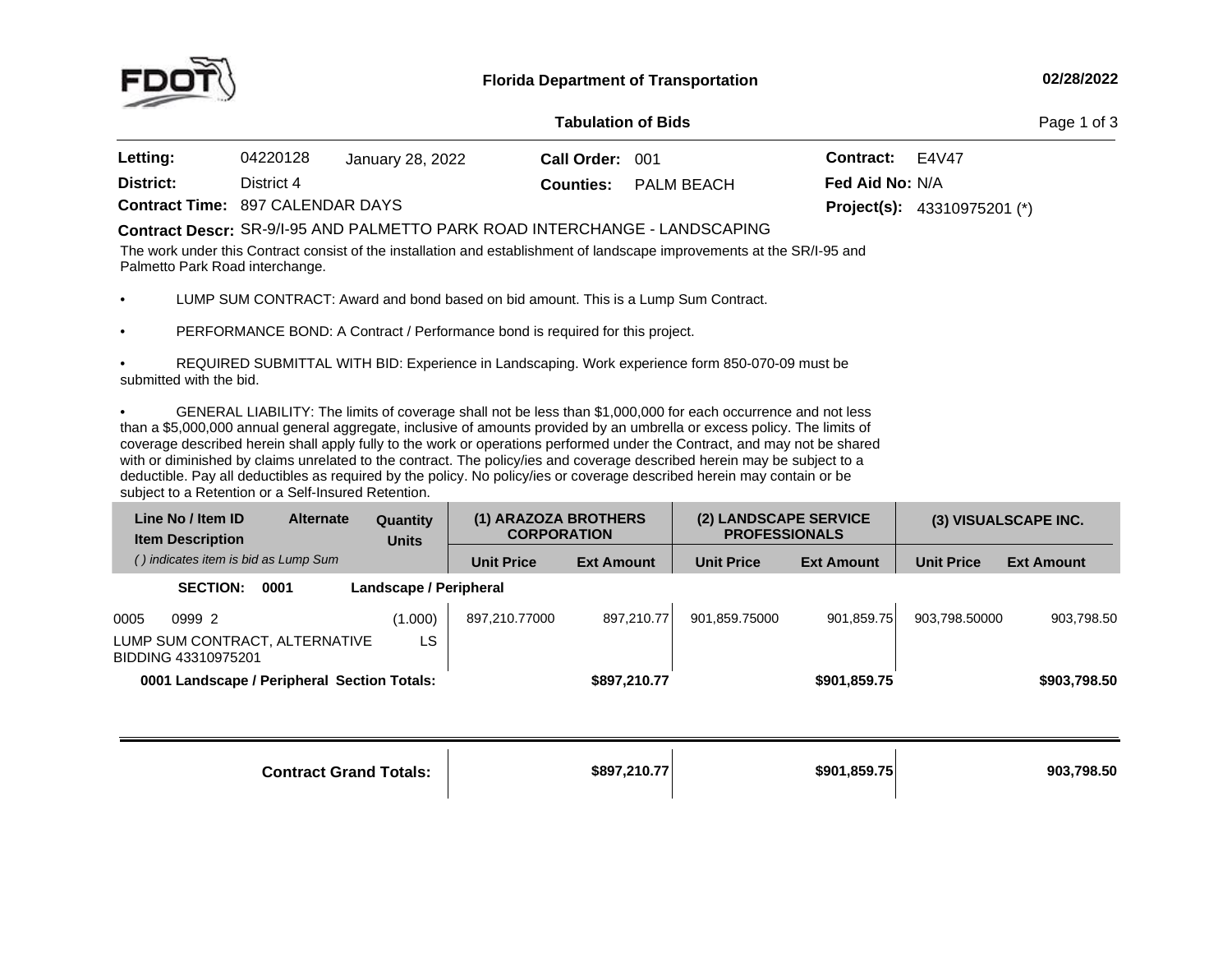**Florida Department of Transportation**

**02/28/2022**

**Tabulation of Bids**

| | | | | | |
|---|---|---|---|---|---|
| **Letting:** | 04220128 | January 28, 2022 | **Call Order:** 001 | **Contract:** | E4V47 |
| **District:** | District 4 | | **Counties:** PALM BEACH | **Fed Aid No:** | N/A |
| **Contract Time:** | 897 CALENDAR DAYS | | | **Project(s):** | 43310975201 (*) |

**Contract Descr:** SR-9/I-95 AND PALMETTO PARK ROAD INTERCHANGE - LANDSCAPING

The work under this Contract consist of the installation and establishment of landscape improvements at the SR/I-95 and Palmetto Park Road interchange.

- LUMP SUM CONTRACT: Award and bond based on bid amount. This is a Lump Sum Contract.

- PERFORMANCE BOND: A Contract / Performance bond is required for this project.

- REQUIRED SUBMITTAL WITH BID: Experience in Landscaping. Work experience form 850-070-09 must be submitted with the bid.

- GENERAL LIABILITY: The limits of coverage shall not be less than $1,000,000 for each occurrence and not less than a $5,000,000 annual general aggregate, inclusive of amounts provided by an umbrella or excess policy. The limits of coverage described herein shall apply fully to the work or operations performed under the Contract, and may not be shared with or diminished by claims unrelated to the contract. The policy/ies and coverage described herein may be subject to a deductible. Pay all deductibles as required by the policy. No policy/ies or coverage described herein may contain or be subject to a Retention or a Self-Insured Retention.

| Line No / Item ID / Item Description | Alternate | Quantity / Units | (1) ARAZOZA BROTHERS CORPORATION | | (2) LANDSCAPE SERVICE PROFESSIONALS | | (3) VISUALSCAPE INC. | |
|---|---|---|---|---|---|---|---|---|
| *( ) indicates item is bid as Lump Sum* | | | Unit Price | Ext Amount | Unit Price | Ext Amount | Unit Price | Ext Amount |
| **SECTION: 0001** | | **Landscape / Peripheral** | | | | | | |
| 0005 0999 2 LUMP SUM CONTRACT, ALTERNATIVE BIDDING 43310975201 | | (1.000) LS | 897,210.77000 | 897,210.77 | 901,859.75000 | 901,859.75 | 903,798.50000 | 903,798.50 |
| **0001 Landscape / Peripheral Section Totals:** | | | | **$897,210.77** | | **$901,859.75** | | **$903,798.50** |
| **Contract Grand Totals:** | | | | **$897,210.77** | | **$901,859.75** | | **903,798.50** |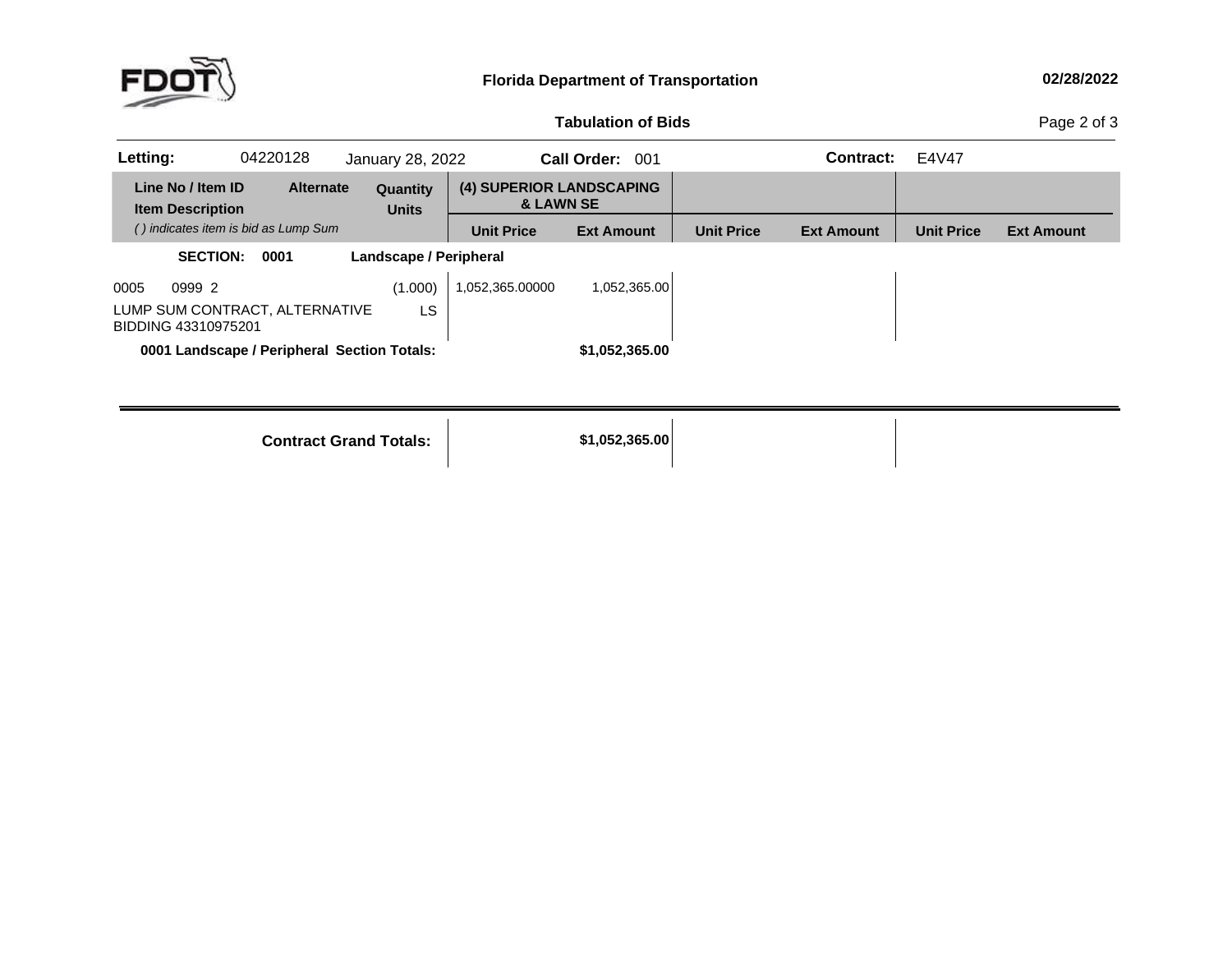**Florida Department of Transportation**

**Tabulation of Bids**

| **Letting:** | 04220128 | January 28, 2022 | **Call Order:** 001 | **Contract:** | E4V47 |
|---|---|---|---|---|---|

| Line No / Item ID / Item Description | Alternate | Quantity / Units | (4) SUPERIOR LANDSCAPING & LAWN SE | | | | | |
|---|---|---|---|---|---|---|---|---|
| *( ) indicates item is bid as Lump Sum* | | | **Unit Price** | **Ext Amount** | **Unit Price** | **Ext Amount** | **Unit Price** | **Ext Amount** |
| **SECTION: 0001 Landscape / Peripheral** | | | | | | | | |
| 0005 0999 2 LUMP SUM CONTRACT, ALTERNATIVE BIDDING 43310975201 | | (1.000) LS | 1,052,365.00000 | 1,052,365.00 | | | | |
| **0001 Landscape / Peripheral Section Totals:** | | | | **$1,052,365.00** | | | | |
| **Contract Grand Totals:** | | | | **$1,052,365.00** | | | | |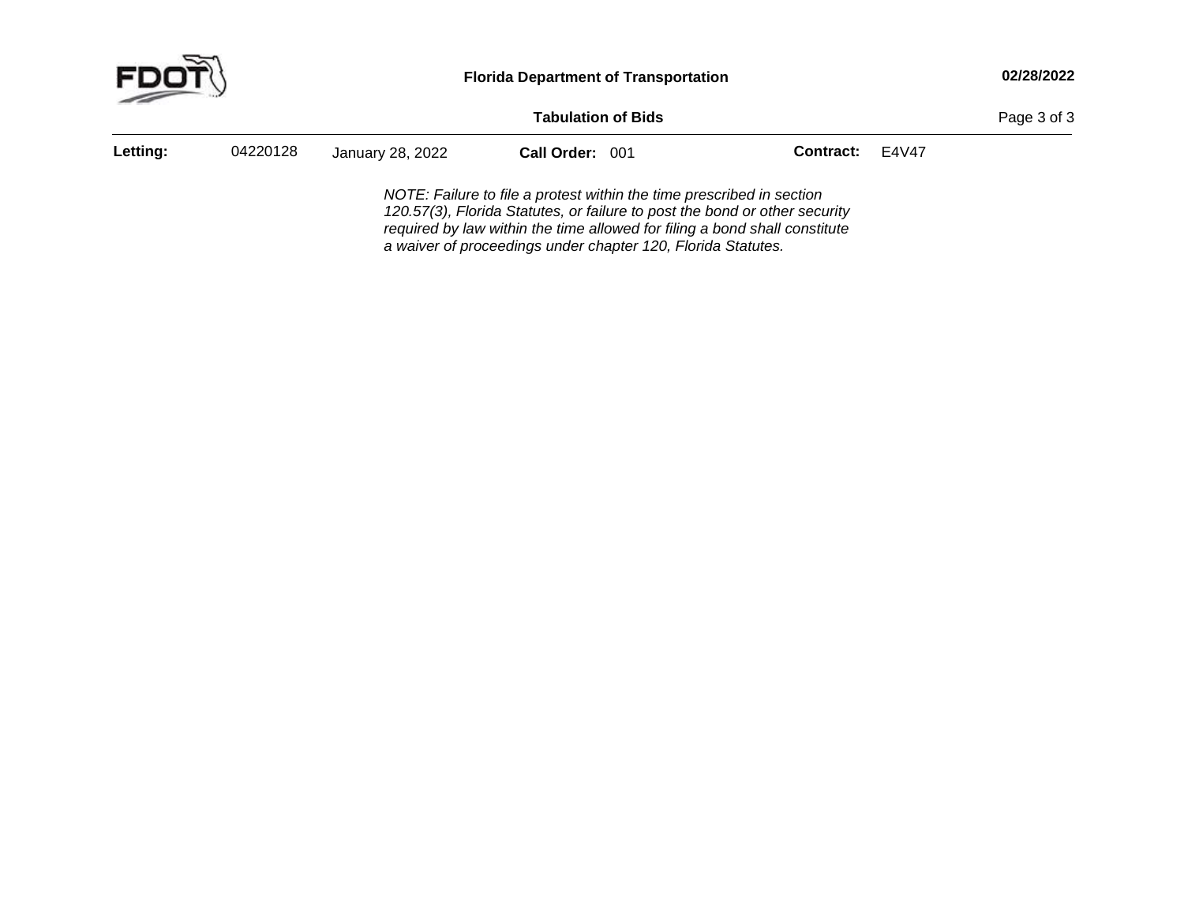**Florida Department of Transportation**

**Tabulation of Bids**

| **Letting:** | 04220128 | January 28, 2022 | **Call Order:** 001 | **Contract:** | E4V47 |
|---|---|---|---|---|---|

*NOTE: Failure to file a protest within the time prescribed in section 120.57(3), Florida Statutes, or failure to post the bond or other security required by law within the time allowed for filing a bond shall constitute a waiver of proceedings under chapter 120, Florida Statutes.*